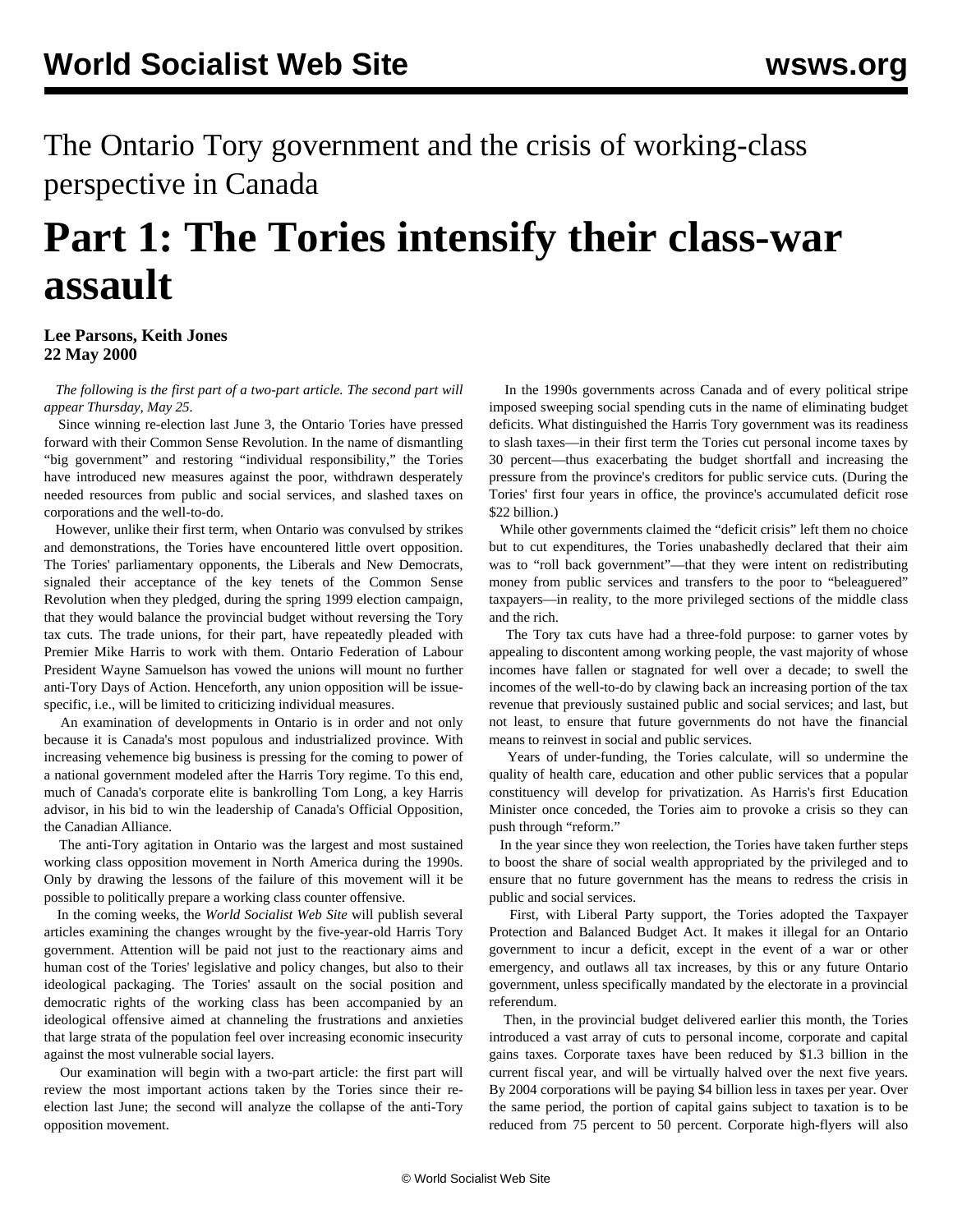The Ontario Tory government and the crisis of working-class perspective in Canada

# Part 1: The Tories intensify their class-war assault

**Lee Parsons, Keith Jones**
**22 May 2000**

*The following is the first part of a two-part article. The second part will appear Thursday, May 25.*

Since winning re-election last June 3, the Ontario Tories have pressed forward with their Common Sense Revolution. In the name of dismantling "big government" and restoring "individual responsibility," the Tories have introduced new measures against the poor, withdrawn desperately needed resources from public and social services, and slashed taxes on corporations and the well-to-do.

However, unlike their first term, when Ontario was convulsed by strikes and demonstrations, the Tories have encountered little overt opposition. The Tories' parliamentary opponents, the Liberals and New Democrats, signaled their acceptance of the key tenets of the Common Sense Revolution when they pledged, during the spring 1999 election campaign, that they would balance the provincial budget without reversing the Tory tax cuts. The trade unions, for their part, have repeatedly pleaded with Premier Mike Harris to work with them. Ontario Federation of Labour President Wayne Samuelson has vowed the unions will mount no further anti-Tory Days of Action. Henceforth, any union opposition will be issue-specific, i.e., will be limited to criticizing individual measures.

An examination of developments in Ontario is in order and not only because it is Canada's most populous and industrialized province. With increasing vehemence big business is pressing for the coming to power of a national government modeled after the Harris Tory regime. To this end, much of Canada's corporate elite is bankrolling Tom Long, a key Harris advisor, in his bid to win the leadership of Canada's Official Opposition, the Canadian Alliance.

The anti-Tory agitation in Ontario was the largest and most sustained working class opposition movement in North America during the 1990s. Only by drawing the lessons of the failure of this movement will it be possible to politically prepare a working class counter offensive.

In the coming weeks, the *World Socialist Web Site* will publish several articles examining the changes wrought by the five-year-old Harris Tory government. Attention will be paid not just to the reactionary aims and human cost of the Tories' legislative and policy changes, but also to their ideological packaging. The Tories' assault on the social position and democratic rights of the working class has been accompanied by an ideological offensive aimed at channeling the frustrations and anxieties that large strata of the population feel over increasing economic insecurity against the most vulnerable social layers.

Our examination will begin with a two-part article: the first part will review the most important actions taken by the Tories since their re-election last June; the second will analyze the collapse of the anti-Tory opposition movement.

In the 1990s governments across Canada and of every political stripe imposed sweeping social spending cuts in the name of eliminating budget deficits. What distinguished the Harris Tory government was its readiness to slash taxes—in their first term the Tories cut personal income taxes by 30 percent—thus exacerbating the budget shortfall and increasing the pressure from the province's creditors for public service cuts. (During the Tories' first four years in office, the province's accumulated deficit rose $22 billion.)

While other governments claimed the "deficit crisis" left them no choice but to cut expenditures, the Tories unabashedly declared that their aim was to "roll back government"—that they were intent on redistributing money from public services and transfers to the poor to "beleaguered" taxpayers—in reality, to the more privileged sections of the middle class and the rich.

The Tory tax cuts have had a three-fold purpose: to garner votes by appealing to discontent among working people, the vast majority of whose incomes have fallen or stagnated for well over a decade; to swell the incomes of the well-to-do by clawing back an increasing portion of the tax revenue that previously sustained public and social services; and last, but not least, to ensure that future governments do not have the financial means to reinvest in social and public services.

Years of under-funding, the Tories calculate, will so undermine the quality of health care, education and other public services that a popular constituency will develop for privatization. As Harris's first Education Minister once conceded, the Tories aim to provoke a crisis so they can push through "reform."

In the year since they won reelection, the Tories have taken further steps to boost the share of social wealth appropriated by the privileged and to ensure that no future government has the means to redress the crisis in public and social services.

First, with Liberal Party support, the Tories adopted the Taxpayer Protection and Balanced Budget Act. It makes it illegal for an Ontario government to incur a deficit, except in the event of a war or other emergency, and outlaws all tax increases, by this or any future Ontario government, unless specifically mandated by the electorate in a provincial referendum.

Then, in the provincial budget delivered earlier this month, the Tories introduced a vast array of cuts to personal income, corporate and capital gains taxes. Corporate taxes have been reduced by $1.3 billion in the current fiscal year, and will be virtually halved over the next five years. By 2004 corporations will be paying $4 billion less in taxes per year. Over the same period, the portion of capital gains subject to taxation is to be reduced from 75 percent to 50 percent. Corporate high-flyers will also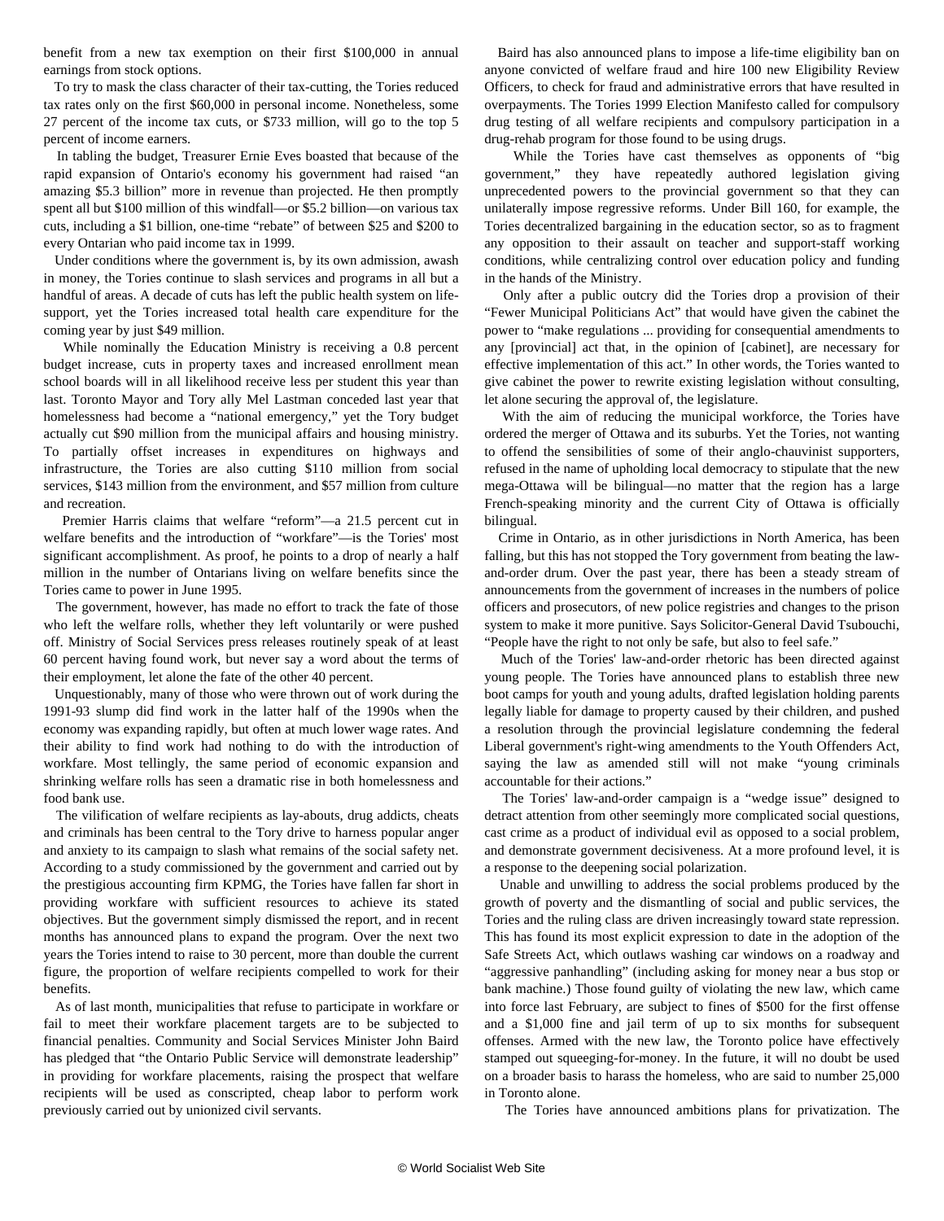benefit from a new tax exemption on their first $100,000 in annual earnings from stock options.

To try to mask the class character of their tax-cutting, the Tories reduced tax rates only on the first $60,000 in personal income. Nonetheless, some 27 percent of the income tax cuts, or $733 million, will go to the top 5 percent of income earners.

In tabling the budget, Treasurer Ernie Eves boasted that because of the rapid expansion of Ontario's economy his government had raised "an amazing $5.3 billion" more in revenue than projected. He then promptly spent all but $100 million of this windfall—or $5.2 billion—on various tax cuts, including a $1 billion, one-time "rebate" of between $25 and $200 to every Ontarian who paid income tax in 1999.

Under conditions where the government is, by its own admission, awash in money, the Tories continue to slash services and programs in all but a handful of areas. A decade of cuts has left the public health system on life-support, yet the Tories increased total health care expenditure for the coming year by just $49 million.

While nominally the Education Ministry is receiving a 0.8 percent budget increase, cuts in property taxes and increased enrollment mean school boards will in all likelihood receive less per student this year than last. Toronto Mayor and Tory ally Mel Lastman conceded last year that homelessness had become a "national emergency," yet the Tory budget actually cut $90 million from the municipal affairs and housing ministry. To partially offset increases in expenditures on highways and infrastructure, the Tories are also cutting $110 million from social services, $143 million from the environment, and $57 million from culture and recreation.

Premier Harris claims that welfare "reform"—a 21.5 percent cut in welfare benefits and the introduction of "workfare"—is the Tories' most significant accomplishment. As proof, he points to a drop of nearly a half million in the number of Ontarians living on welfare benefits since the Tories came to power in June 1995.

The government, however, has made no effort to track the fate of those who left the welfare rolls, whether they left voluntarily or were pushed off. Ministry of Social Services press releases routinely speak of at least 60 percent having found work, but never say a word about the terms of their employment, let alone the fate of the other 40 percent.

Unquestionably, many of those who were thrown out of work during the 1991-93 slump did find work in the latter half of the 1990s when the economy was expanding rapidly, but often at much lower wage rates. And their ability to find work had nothing to do with the introduction of workfare. Most tellingly, the same period of economic expansion and shrinking welfare rolls has seen a dramatic rise in both homelessness and food bank use.

The vilification of welfare recipients as lay-abouts, drug addicts, cheats and criminals has been central to the Tory drive to harness popular anger and anxiety to its campaign to slash what remains of the social safety net. According to a study commissioned by the government and carried out by the prestigious accounting firm KPMG, the Tories have fallen far short in providing workfare with sufficient resources to achieve its stated objectives. But the government simply dismissed the report, and in recent months has announced plans to expand the program. Over the next two years the Tories intend to raise to 30 percent, more than double the current figure, the proportion of welfare recipients compelled to work for their benefits.

As of last month, municipalities that refuse to participate in workfare or fail to meet their workfare placement targets are to be subjected to financial penalties. Community and Social Services Minister John Baird has pledged that "the Ontario Public Service will demonstrate leadership" in providing for workfare placements, raising the prospect that welfare recipients will be used as conscripted, cheap labor to perform work previously carried out by unionized civil servants.

Baird has also announced plans to impose a life-time eligibility ban on anyone convicted of welfare fraud and hire 100 new Eligibility Review Officers, to check for fraud and administrative errors that have resulted in overpayments. The Tories 1999 Election Manifesto called for compulsory drug testing of all welfare recipients and compulsory participation in a drug-rehab program for those found to be using drugs.

While the Tories have cast themselves as opponents of "big government," they have repeatedly authored legislation giving unprecedented powers to the provincial government so that they can unilaterally impose regressive reforms. Under Bill 160, for example, the Tories decentralized bargaining in the education sector, so as to fragment any opposition to their assault on teacher and support-staff working conditions, while centralizing control over education policy and funding in the hands of the Ministry.

Only after a public outcry did the Tories drop a provision of their "Fewer Municipal Politicians Act" that would have given the cabinet the power to "make regulations ... providing for consequential amendments to any [provincial] act that, in the opinion of [cabinet], are necessary for effective implementation of this act." In other words, the Tories wanted to give cabinet the power to rewrite existing legislation without consulting, let alone securing the approval of, the legislature.

With the aim of reducing the municipal workforce, the Tories have ordered the merger of Ottawa and its suburbs. Yet the Tories, not wanting to offend the sensibilities of some of their anglo-chauvinist supporters, refused in the name of upholding local democracy to stipulate that the new mega-Ottawa will be bilingual—no matter that the region has a large French-speaking minority and the current City of Ottawa is officially bilingual.

Crime in Ontario, as in other jurisdictions in North America, has been falling, but this has not stopped the Tory government from beating the law-and-order drum. Over the past year, there has been a steady stream of announcements from the government of increases in the numbers of police officers and prosecutors, of new police registries and changes to the prison system to make it more punitive. Says Solicitor-General David Tsubouchi, "People have the right to not only be safe, but also to feel safe."

Much of the Tories' law-and-order rhetoric has been directed against young people. The Tories have announced plans to establish three new boot camps for youth and young adults, drafted legislation holding parents legally liable for damage to property caused by their children, and pushed a resolution through the provincial legislature condemning the federal Liberal government's right-wing amendments to the Youth Offenders Act, saying the law as amended still will not make "young criminals accountable for their actions."

The Tories' law-and-order campaign is a "wedge issue" designed to detract attention from other seemingly more complicated social questions, cast crime as a product of individual evil as opposed to a social problem, and demonstrate government decisiveness. At a more profound level, it is a response to the deepening social polarization.

Unable and unwilling to address the social problems produced by the growth of poverty and the dismantling of social and public services, the Tories and the ruling class are driven increasingly toward state repression. This has found its most explicit expression to date in the adoption of the Safe Streets Act, which outlaws washing car windows on a roadway and "aggressive panhandling" (including asking for money near a bus stop or bank machine.) Those found guilty of violating the new law, which came into force last February, are subject to fines of $500 for the first offense and a $1,000 fine and jail term of up to six months for subsequent offenses. Armed with the new law, the Toronto police have effectively stamped out squeeging-for-money. In the future, it will no doubt be used on a broader basis to harass the homeless, who are said to number 25,000 in Toronto alone.

The Tories have announced ambitions plans for privatization. The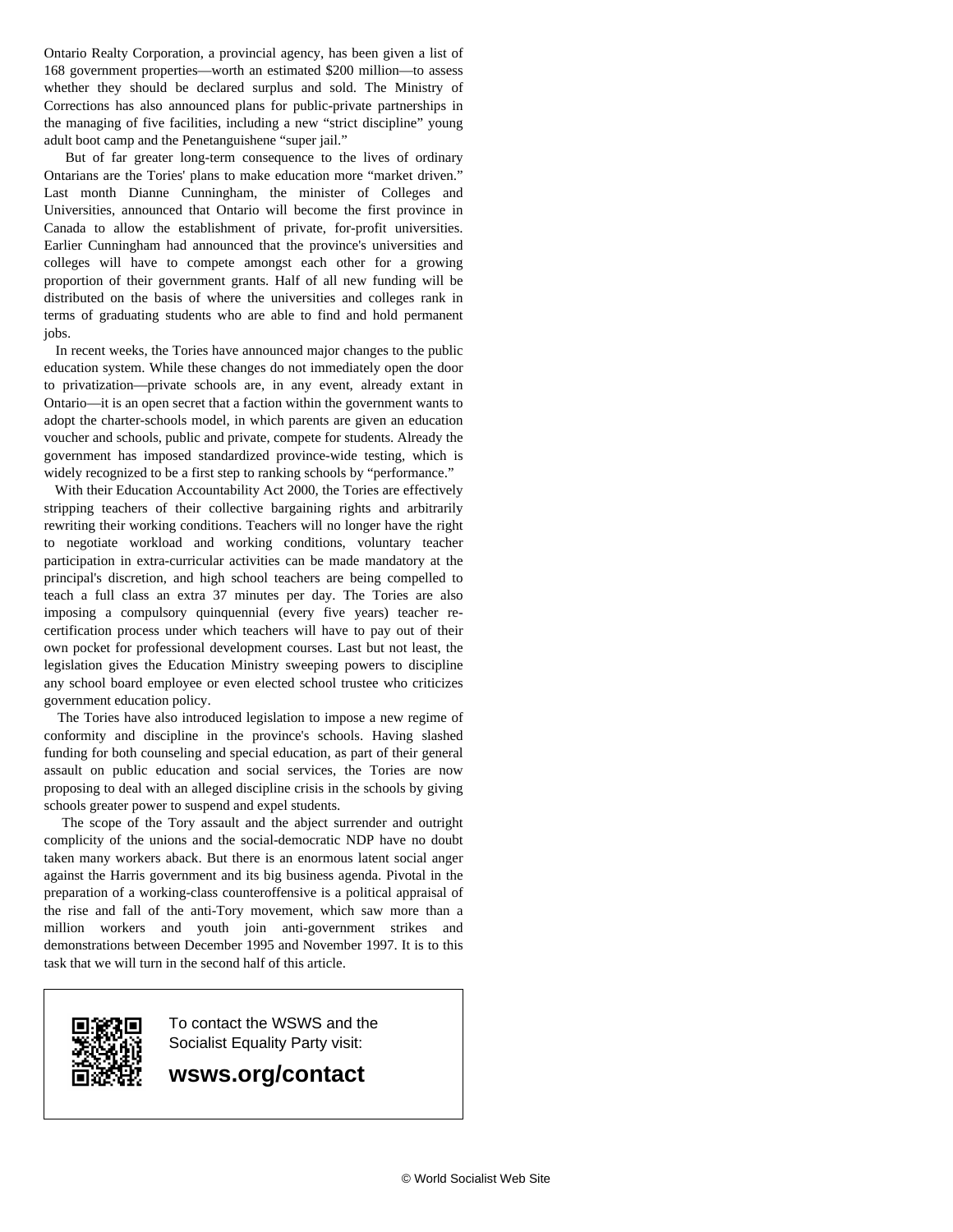Ontario Realty Corporation, a provincial agency, has been given a list of 168 government properties—worth an estimated $200 million—to assess whether they should be declared surplus and sold. The Ministry of Corrections has also announced plans for public-private partnerships in the managing of five facilities, including a new "strict discipline" young adult boot camp and the Penetanguishene "super jail."

But of far greater long-term consequence to the lives of ordinary Ontarians are the Tories' plans to make education more "market driven." Last month Dianne Cunningham, the minister of Colleges and Universities, announced that Ontario will become the first province in Canada to allow the establishment of private, for-profit universities. Earlier Cunningham had announced that the province's universities and colleges will have to compete amongst each other for a growing proportion of their government grants. Half of all new funding will be distributed on the basis of where the universities and colleges rank in terms of graduating students who are able to find and hold permanent jobs.

In recent weeks, the Tories have announced major changes to the public education system. While these changes do not immediately open the door to privatization—private schools are, in any event, already extant in Ontario—it is an open secret that a faction within the government wants to adopt the charter-schools model, in which parents are given an education voucher and schools, public and private, compete for students. Already the government has imposed standardized province-wide testing, which is widely recognized to be a first step to ranking schools by "performance."

With their Education Accountability Act 2000, the Tories are effectively stripping teachers of their collective bargaining rights and arbitrarily rewriting their working conditions. Teachers will no longer have the right to negotiate workload and working conditions, voluntary teacher participation in extra-curricular activities can be made mandatory at the principal's discretion, and high school teachers are being compelled to teach a full class an extra 37 minutes per day. The Tories are also imposing a compulsory quinquennial (every five years) teacher re-certification process under which teachers will have to pay out of their own pocket for professional development courses. Last but not least, the legislation gives the Education Ministry sweeping powers to discipline any school board employee or even elected school trustee who criticizes government education policy.

The Tories have also introduced legislation to impose a new regime of conformity and discipline in the province's schools. Having slashed funding for both counseling and special education, as part of their general assault on public education and social services, the Tories are now proposing to deal with an alleged discipline crisis in the schools by giving schools greater power to suspend and expel students.

The scope of the Tory assault and the abject surrender and outright complicity of the unions and the social-democratic NDP have no doubt taken many workers aback. But there is an enormous latent social anger against the Harris government and its big business agenda. Pivotal in the preparation of a working-class counteroffensive is a political appraisal of the rise and fall of the anti-Tory movement, which saw more than a million workers and youth join anti-government strikes and demonstrations between December 1995 and November 1997. It is to this task that we will turn in the second half of this article.

To contact the WSWS and the Socialist Equality Party visit:

**wsws.org/contact**